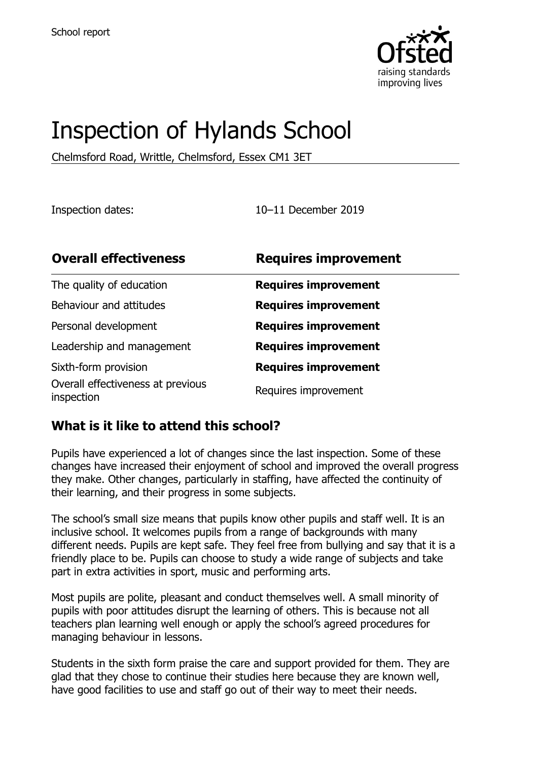School report

# Inspection of Hylands School

Chelmsford Road, Writtle, Chelmsford, Essex CM1 3ET

Inspection dates: 10–11 December 2019

| **Overall effectiveness** | **Requires improvement** |
| --- | --- |
| The quality of education | **Requires improvement** |
| Behaviour and attitudes | **Requires improvement** |
| Personal development | **Requires improvement** |
| Leadership and management | **Requires improvement** |
| Sixth-form provision | **Requires improvement** |
| Overall effectiveness at previous inspection | Requires improvement |

## What is it like to attend this school?

Pupils have experienced a lot of changes since the last inspection. Some of these changes have increased their enjoyment of school and improved the overall progress they make. Other changes, particularly in staffing, have affected the continuity of their learning, and their progress in some subjects.

The school's small size means that pupils know other pupils and staff well. It is an inclusive school. It welcomes pupils from a range of backgrounds with many different needs. Pupils are kept safe. They feel free from bullying and say that it is a friendly place to be. Pupils can choose to study a wide range of subjects and take part in extra activities in sport, music and performing arts.

Most pupils are polite, pleasant and conduct themselves well. A small minority of pupils with poor attitudes disrupt the learning of others. This is because not all teachers plan learning well enough or apply the school's agreed procedures for managing behaviour in lessons.

Students in the sixth form praise the care and support provided for them. They are glad that they chose to continue their studies here because they are known well, have good facilities to use and staff go out of their way to meet their needs.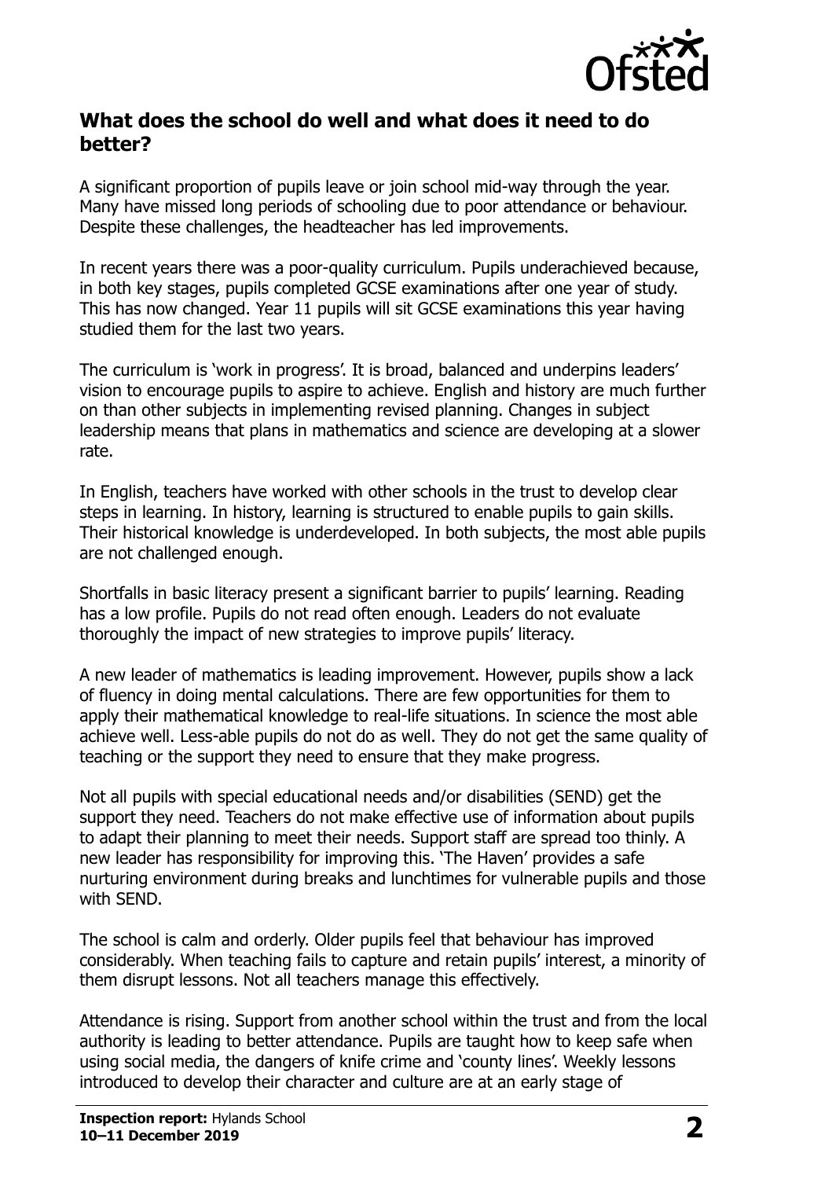## What does the school do well and what does it need to do better?

A significant proportion of pupils leave or join school mid-way through the year. Many have missed long periods of schooling due to poor attendance or behaviour. Despite these challenges, the headteacher has led improvements.

In recent years there was a poor-quality curriculum. Pupils underachieved because, in both key stages, pupils completed GCSE examinations after one year of study. This has now changed. Year 11 pupils will sit GCSE examinations this year having studied them for the last two years.

The curriculum is 'work in progress'. It is broad, balanced and underpins leaders' vision to encourage pupils to aspire to achieve. English and history are much further on than other subjects in implementing revised planning. Changes in subject leadership means that plans in mathematics and science are developing at a slower rate.

In English, teachers have worked with other schools in the trust to develop clear steps in learning. In history, learning is structured to enable pupils to gain skills. Their historical knowledge is underdeveloped. In both subjects, the most able pupils are not challenged enough.

Shortfalls in basic literacy present a significant barrier to pupils' learning. Reading has a low profile. Pupils do not read often enough. Leaders do not evaluate thoroughly the impact of new strategies to improve pupils' literacy.

A new leader of mathematics is leading improvement. However, pupils show a lack of fluency in doing mental calculations. There are few opportunities for them to apply their mathematical knowledge to real-life situations. In science the most able achieve well. Less-able pupils do not do as well. They do not get the same quality of teaching or the support they need to ensure that they make progress.

Not all pupils with special educational needs and/or disabilities (SEND) get the support they need. Teachers do not make effective use of information about pupils to adapt their planning to meet their needs. Support staff are spread too thinly. A new leader has responsibility for improving this. 'The Haven' provides a safe nurturing environment during breaks and lunchtimes for vulnerable pupils and those with SEND.

The school is calm and orderly. Older pupils feel that behaviour has improved considerably. When teaching fails to capture and retain pupils' interest, a minority of them disrupt lessons. Not all teachers manage this effectively.

Attendance is rising. Support from another school within the trust and from the local authority is leading to better attendance. Pupils are taught how to keep safe when using social media, the dangers of knife crime and 'county lines'. Weekly lessons introduced to develop their character and culture are at an early stage of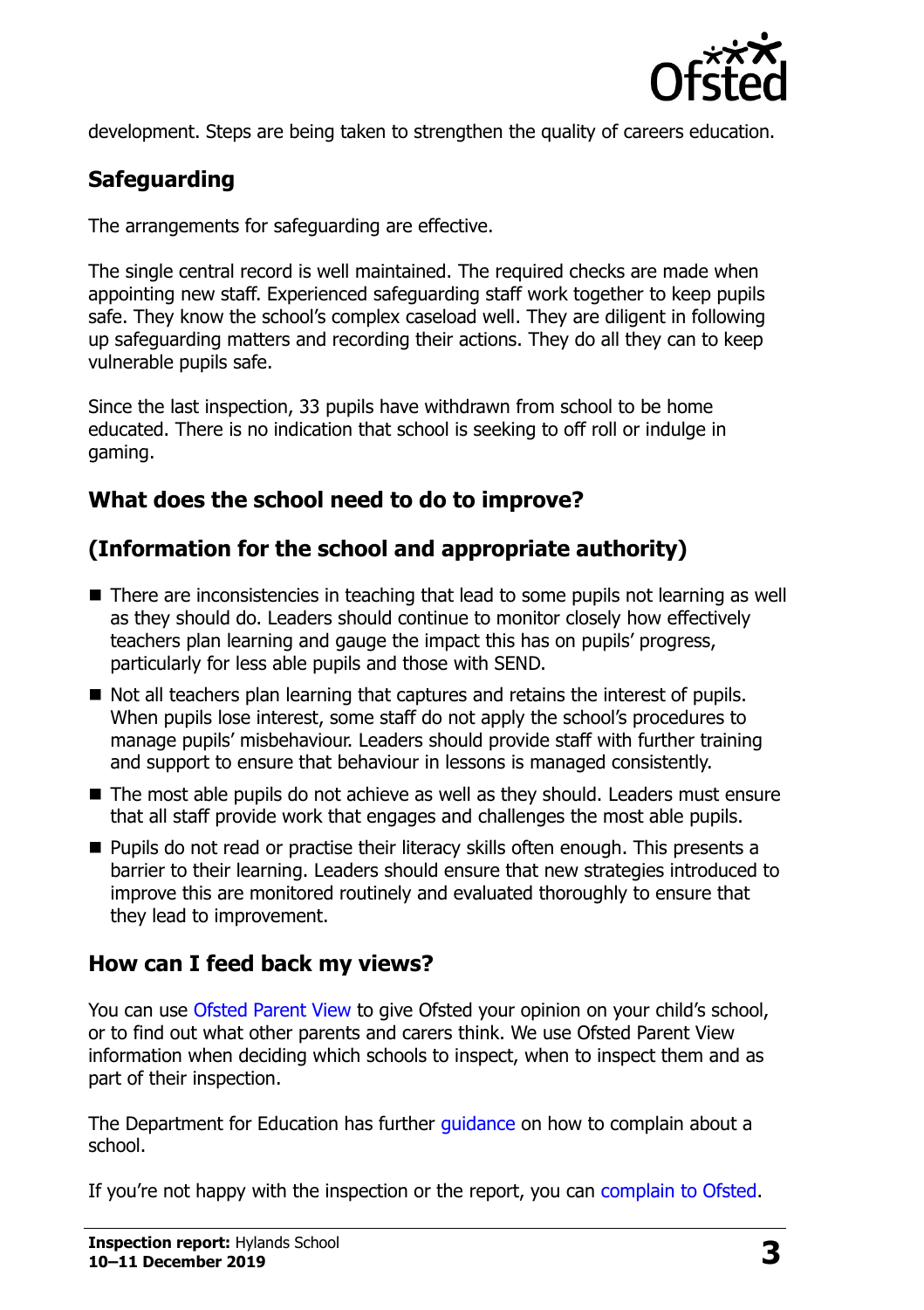development. Steps are being taken to strengthen the quality of careers education.

## Safeguarding

The arrangements for safeguarding are effective.

The single central record is well maintained. The required checks are made when appointing new staff. Experienced safeguarding staff work together to keep pupils safe. They know the school's complex caseload well. They are diligent in following up safeguarding matters and recording their actions. They do all they can to keep vulnerable pupils safe.

Since the last inspection, 33 pupils have withdrawn from school to be home educated. There is no indication that school is seeking to off roll or indulge in gaming.

## What does the school need to do to improve?

## (Information for the school and appropriate authority)

- There are inconsistencies in teaching that lead to some pupils not learning as well as they should do. Leaders should continue to monitor closely how effectively teachers plan learning and gauge the impact this has on pupils' progress, particularly for less able pupils and those with SEND.
- Not all teachers plan learning that captures and retains the interest of pupils. When pupils lose interest, some staff do not apply the school's procedures to manage pupils' misbehaviour. Leaders should provide staff with further training and support to ensure that behaviour in lessons is managed consistently.
- The most able pupils do not achieve as well as they should. Leaders must ensure that all staff provide work that engages and challenges the most able pupils.
- Pupils do not read or practise their literacy skills often enough. This presents a barrier to their learning. Leaders should ensure that new strategies introduced to improve this are monitored routinely and evaluated thoroughly to ensure that they lead to improvement.

## How can I feed back my views?

You can use Ofsted Parent View to give Ofsted your opinion on your child's school, or to find out what other parents and carers think. We use Ofsted Parent View information when deciding which schools to inspect, when to inspect them and as part of their inspection.

The Department for Education has further guidance on how to complain about a school.

If you're not happy with the inspection or the report, you can complain to Ofsted.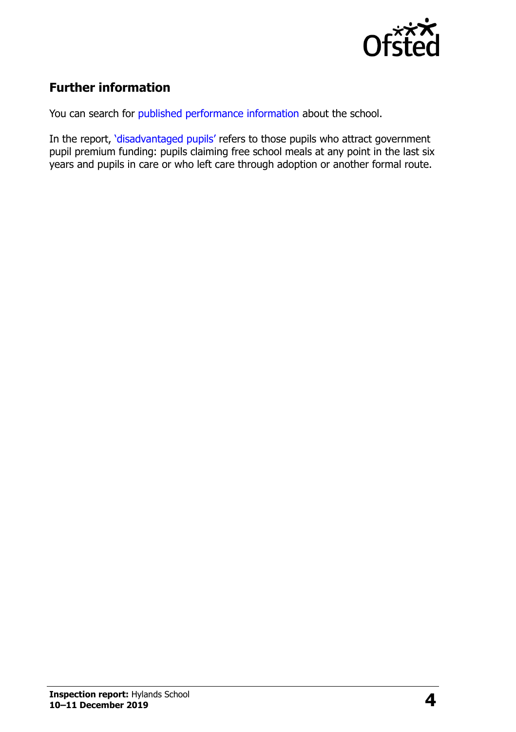## Further information

You can search for published performance information about the school.

In the report, 'disadvantaged pupils' refers to those pupils who attract government pupil premium funding: pupils claiming free school meals at any point in the last six years and pupils in care or who left care through adoption or another formal route.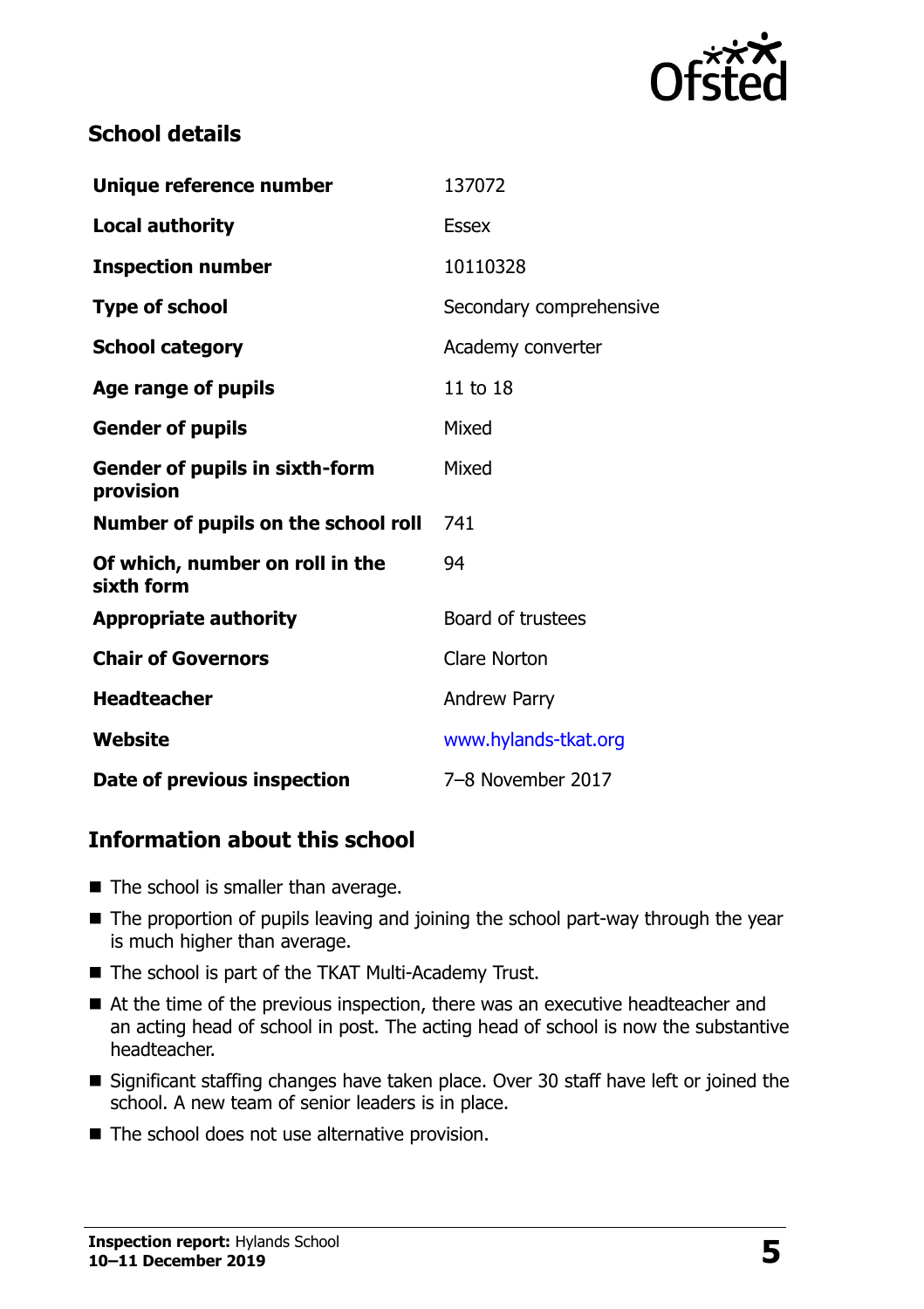## School details

| | |
|---|---|
| **Unique reference number** | 137072 |
| **Local authority** | Essex |
| **Inspection number** | 10110328 |
| **Type of school** | Secondary comprehensive |
| **School category** | Academy converter |
| **Age range of pupils** | 11 to 18 |
| **Gender of pupils** | Mixed |
| **Gender of pupils in sixth-form provision** | Mixed |
| **Number of pupils on the school roll** | 741 |
| **Of which, number on roll in the sixth form** | 94 |
| **Appropriate authority** | Board of trustees |
| **Chair of Governors** | Clare Norton |
| **Headteacher** | Andrew Parry |
| **Website** | www.hylands-tkat.org |
| **Date of previous inspection** | 7–8 November 2017 |

## Information about this school

- The school is smaller than average.
- The proportion of pupils leaving and joining the school part-way through the year is much higher than average.
- The school is part of the TKAT Multi-Academy Trust.
- At the time of the previous inspection, there was an executive headteacher and an acting head of school in post. The acting head of school is now the substantive headteacher.
- Significant staffing changes have taken place. Over 30 staff have left or joined the school. A new team of senior leaders is in place.
- The school does not use alternative provision.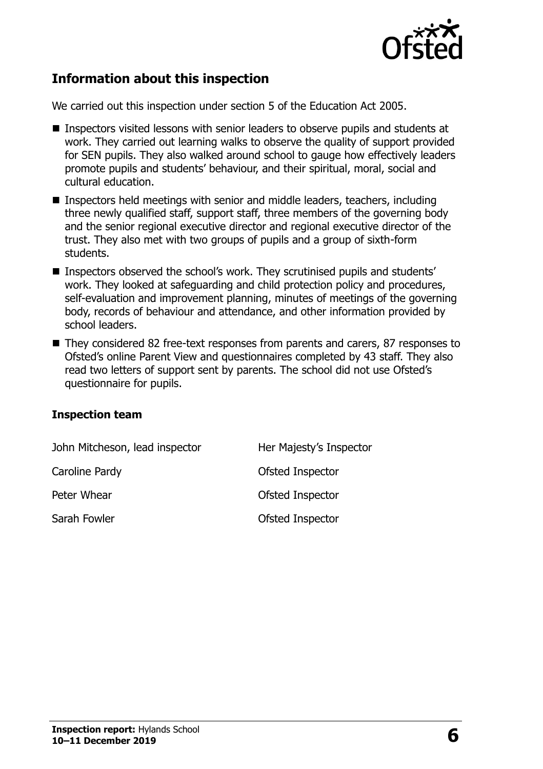## Information about this inspection

We carried out this inspection under section 5 of the Education Act 2005.

- Inspectors visited lessons with senior leaders to observe pupils and students at work. They carried out learning walks to observe the quality of support provided for SEN pupils. They also walked around school to gauge how effectively leaders promote pupils and students' behaviour, and their spiritual, moral, social and cultural education.
- Inspectors held meetings with senior and middle leaders, teachers, including three newly qualified staff, support staff, three members of the governing body and the senior regional executive director and regional executive director of the trust. They also met with two groups of pupils and a group of sixth-form students.
- Inspectors observed the school's work. They scrutinised pupils and students' work. They looked at safeguarding and child protection policy and procedures, self-evaluation and improvement planning, minutes of meetings of the governing body, records of behaviour and attendance, and other information provided by school leaders.
- They considered 82 free-text responses from parents and carers, 87 responses to Ofsted's online Parent View and questionnaires completed by 43 staff. They also read two letters of support sent by parents. The school did not use Ofsted's questionnaire for pupils.

### Inspection team

| | |
|---|---|
| John Mitcheson, lead inspector | Her Majesty's Inspector |
| Caroline Pardy | Ofsted Inspector |
| Peter Whear | Ofsted Inspector |
| Sarah Fowler | Ofsted Inspector |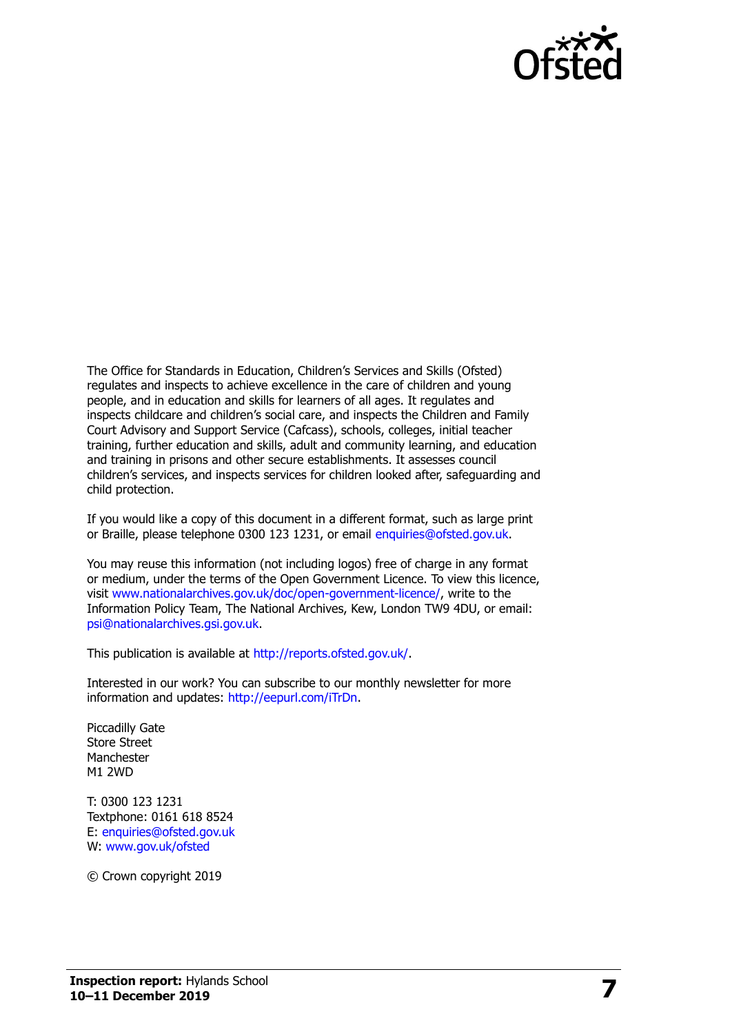The Office for Standards in Education, Children's Services and Skills (Ofsted) regulates and inspects to achieve excellence in the care of children and young people, and in education and skills for learners of all ages. It regulates and inspects childcare and children's social care, and inspects the Children and Family Court Advisory and Support Service (Cafcass), schools, colleges, initial teacher training, further education and skills, adult and community learning, and education and training in prisons and other secure establishments. It assesses council children's services, and inspects services for children looked after, safeguarding and child protection.

If you would like a copy of this document in a different format, such as large print or Braille, please telephone 0300 123 1231, or email enquiries@ofsted.gov.uk.

You may reuse this information (not including logos) free of charge in any format or medium, under the terms of the Open Government Licence. To view this licence, visit www.nationalarchives.gov.uk/doc/open-government-licence/, write to the Information Policy Team, The National Archives, Kew, London TW9 4DU, or email: psi@nationalarchives.gsi.gov.uk.

This publication is available at http://reports.ofsted.gov.uk/.

Interested in our work? You can subscribe to our monthly newsletter for more information and updates: http://eepurl.com/iTrDn.

Piccadilly Gate
Store Street
Manchester
M1 2WD

T: 0300 123 1231
Textphone: 0161 618 8524
E: enquiries@ofsted.gov.uk
W: www.gov.uk/ofsted

© Crown copyright 2019